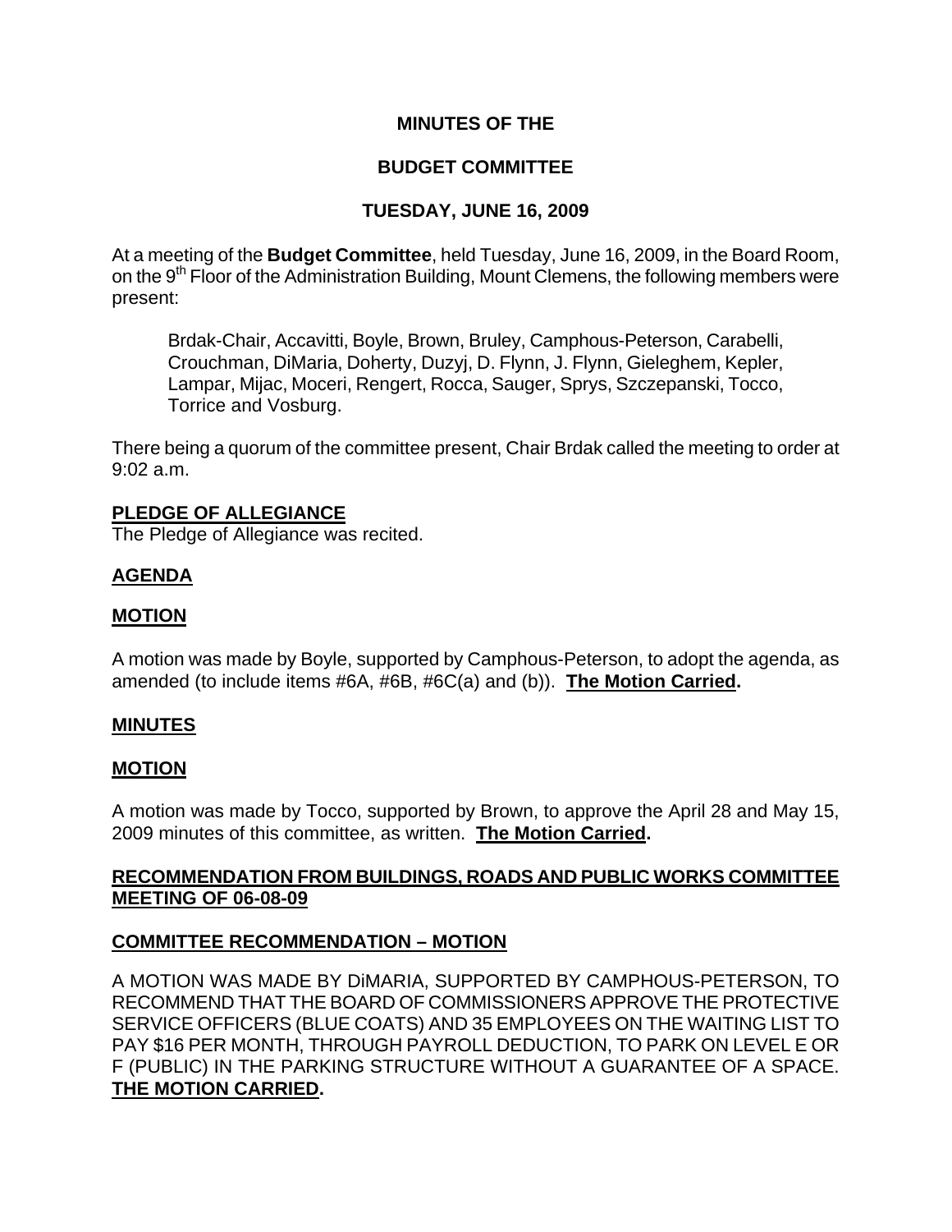# MINUTES OF THE

# BUDGET COMMITTEE

# TUESDAY, JUNE 16, 2009

At a meeting of the **Budget Committee**, held Tuesday, June 16, 2009, in the Board Room, on the 9th Floor of the Administration Building, Mount Clemens, the following members were present:

> Brdak-Chair, Accavitti, Boyle, Brown, Bruley, Camphous-Peterson, Carabelli, Crouchman, DiMaria, Doherty, Duzyj, D. Flynn, J. Flynn, Gieleghem, Kepler, Lampar, Mijac, Moceri, Rengert, Rocca, Sauger, Sprys, Szczepanski, Tocco, Torrice and Vosburg.

There being a quorum of the committee present, Chair Brdak called the meeting to order at 9:02 a.m.

**PLEDGE OF ALLEGIANCE**

The Pledge of Allegiance was recited.

**AGENDA**

**MOTION**

A motion was made by Boyle, supported by Camphous-Peterson, to adopt the agenda, as amended (to include items #6A, #6B, #6C(a) and (b)). **The Motion Carried.**

**MINUTES**

**MOTION**

A motion was made by Tocco, supported by Brown, to approve the April 28 and May 15, 2009 minutes of this committee, as written. **The Motion Carried.**

**RECOMMENDATION FROM BUILDINGS, ROADS AND PUBLIC WORKS COMMITTEE MEETING OF 06-08-09**

**COMMITTEE RECOMMENDATION – MOTION**

A MOTION WAS MADE BY DiMARIA, SUPPORTED BY CAMPHOUS-PETERSON, TO RECOMMEND THAT THE BOARD OF COMMISSIONERS APPROVE THE PROTECTIVE SERVICE OFFICERS (BLUE COATS) AND 35 EMPLOYEES ON THE WAITING LIST TO PAY $16 PER MONTH, THROUGH PAYROLL DEDUCTION, TO PARK ON LEVEL E OR F (PUBLIC) IN THE PARKING STRUCTURE WITHOUT A GUARANTEE OF A SPACE. **THE MOTION CARRIED.**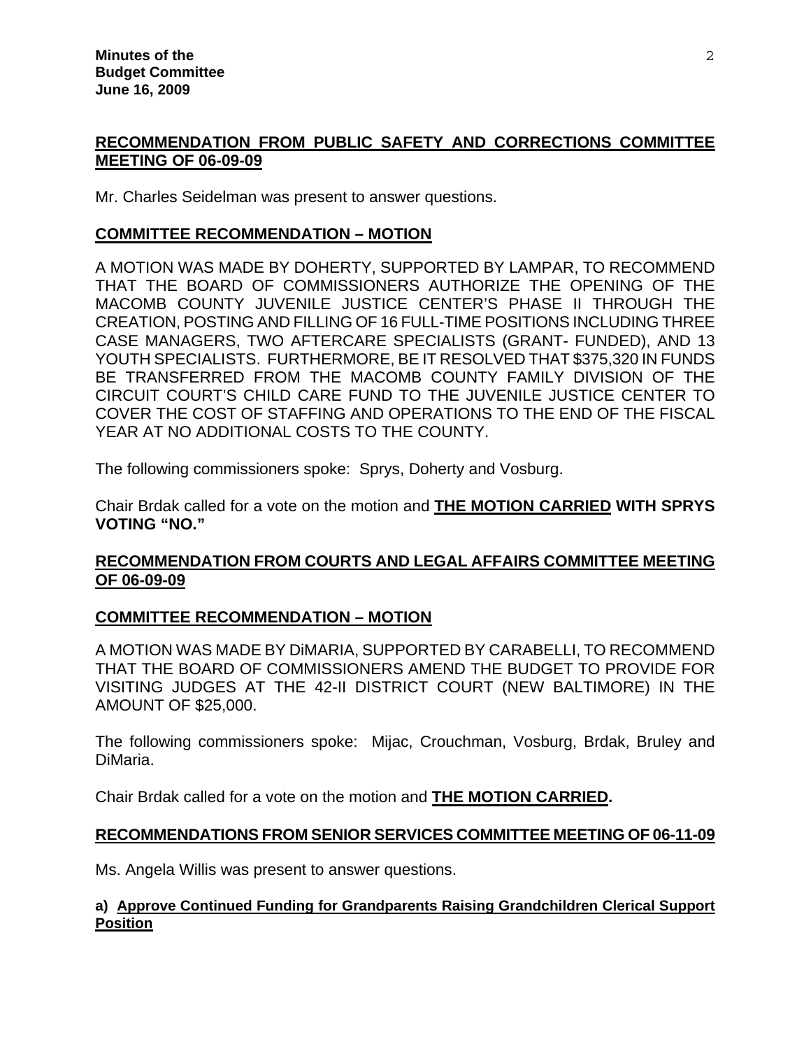**RECOMMENDATION FROM PUBLIC SAFETY AND CORRECTIONS COMMITTEE MEETING OF 06-09-09**

Mr. Charles Seidelman was present to answer questions.

**COMMITTEE RECOMMENDATION – MOTION**

A MOTION WAS MADE BY DOHERTY, SUPPORTED BY LAMPAR, TO RECOMMEND THAT THE BOARD OF COMMISSIONERS AUTHORIZE THE OPENING OF THE MACOMB COUNTY JUVENILE JUSTICE CENTER'S PHASE II THROUGH THE CREATION, POSTING AND FILLING OF 16 FULL-TIME POSITIONS INCLUDING THREE CASE MANAGERS, TWO AFTERCARE SPECIALISTS (GRANT- FUNDED), AND 13 YOUTH SPECIALISTS. FURTHERMORE, BE IT RESOLVED THAT $375,320 IN FUNDS BE TRANSFERRED FROM THE MACOMB COUNTY FAMILY DIVISION OF THE CIRCUIT COURT'S CHILD CARE FUND TO THE JUVENILE JUSTICE CENTER TO COVER THE COST OF STAFFING AND OPERATIONS TO THE END OF THE FISCAL YEAR AT NO ADDITIONAL COSTS TO THE COUNTY.

The following commissioners spoke: Sprys, Doherty and Vosburg.

Chair Brdak called for a vote on the motion and **THE MOTION CARRIED WITH SPRYS VOTING "NO."**

**RECOMMENDATION FROM COURTS AND LEGAL AFFAIRS COMMITTEE MEETING OF 06-09-09**

**COMMITTEE RECOMMENDATION – MOTION**

A MOTION WAS MADE BY DiMARIA, SUPPORTED BY CARABELLI, TO RECOMMEND THAT THE BOARD OF COMMISSIONERS AMEND THE BUDGET TO PROVIDE FOR VISITING JUDGES AT THE 42-II DISTRICT COURT (NEW BALTIMORE) IN THE AMOUNT OF $25,000.

The following commissioners spoke: Mijac, Crouchman, Vosburg, Brdak, Bruley and DiMaria.

Chair Brdak called for a vote on the motion and **THE MOTION CARRIED.**

**RECOMMENDATIONS FROM SENIOR SERVICES COMMITTEE MEETING OF 06-11-09**

Ms. Angela Willis was present to answer questions.

**a) Approve Continued Funding for Grandparents Raising Grandchildren Clerical Support Position**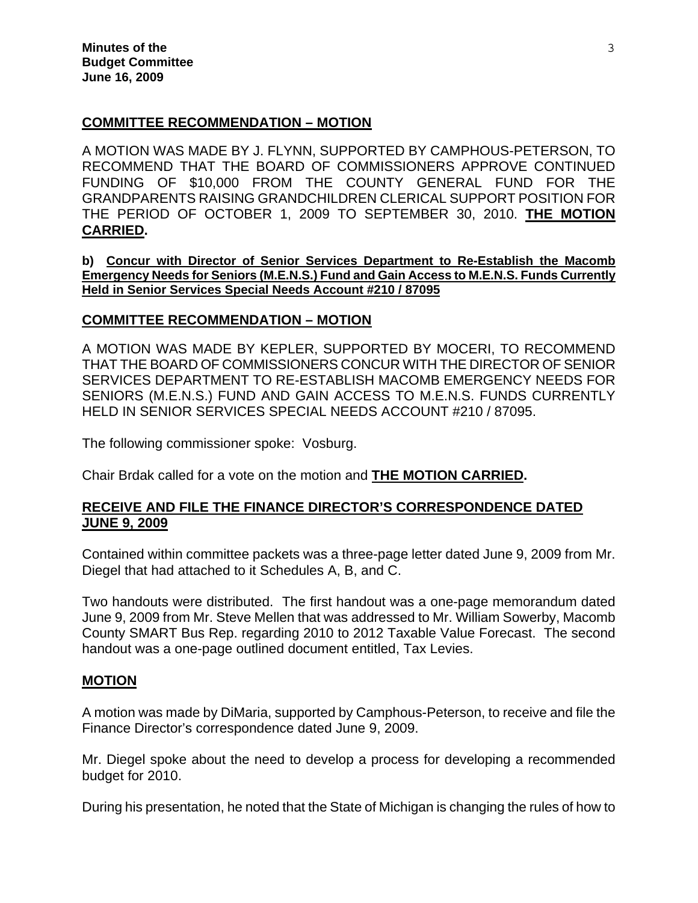## COMMITTEE RECOMMENDATION – MOTION

A MOTION WAS MADE BY J. FLYNN, SUPPORTED BY CAMPHOUS-PETERSON, TO RECOMMEND THAT THE BOARD OF COMMISSIONERS APPROVE CONTINUED FUNDING OF $10,000 FROM THE COUNTY GENERAL FUND FOR THE GRANDPARENTS RAISING GRANDCHILDREN CLERICAL SUPPORT POSITION FOR THE PERIOD OF OCTOBER 1, 2009 TO SEPTEMBER 30, 2010. **THE MOTION CARRIED.**

**b) Concur with Director of Senior Services Department to Re-Establish the Macomb Emergency Needs for Seniors (M.E.N.S.) Fund and Gain Access to M.E.N.S. Funds Currently Held in Senior Services Special Needs Account #210 / 87095**

## COMMITTEE RECOMMENDATION – MOTION

A MOTION WAS MADE BY KEPLER, SUPPORTED BY MOCERI, TO RECOMMEND THAT THE BOARD OF COMMISSIONERS CONCUR WITH THE DIRECTOR OF SENIOR SERVICES DEPARTMENT TO RE-ESTABLISH MACOMB EMERGENCY NEEDS FOR SENIORS (M.E.N.S.) FUND AND GAIN ACCESS TO M.E.N.S. FUNDS CURRENTLY HELD IN SENIOR SERVICES SPECIAL NEEDS ACCOUNT #210 / 87095.

The following commissioner spoke: Vosburg.

Chair Brdak called for a vote on the motion and **THE MOTION CARRIED.**

## RECEIVE AND FILE THE FINANCE DIRECTOR'S CORRESPONDENCE DATED JUNE 9, 2009

Contained within committee packets was a three-page letter dated June 9, 2009 from Mr. Diegel that had attached to it Schedules A, B, and C.

Two handouts were distributed. The first handout was a one-page memorandum dated June 9, 2009 from Mr. Steve Mellen that was addressed to Mr. William Sowerby, Macomb County SMART Bus Rep. regarding 2010 to 2012 Taxable Value Forecast. The second handout was a one-page outlined document entitled, Tax Levies.

## MOTION

A motion was made by DiMaria, supported by Camphous-Peterson, to receive and file the Finance Director's correspondence dated June 9, 2009.

Mr. Diegel spoke about the need to develop a process for developing a recommended budget for 2010.

During his presentation, he noted that the State of Michigan is changing the rules of how to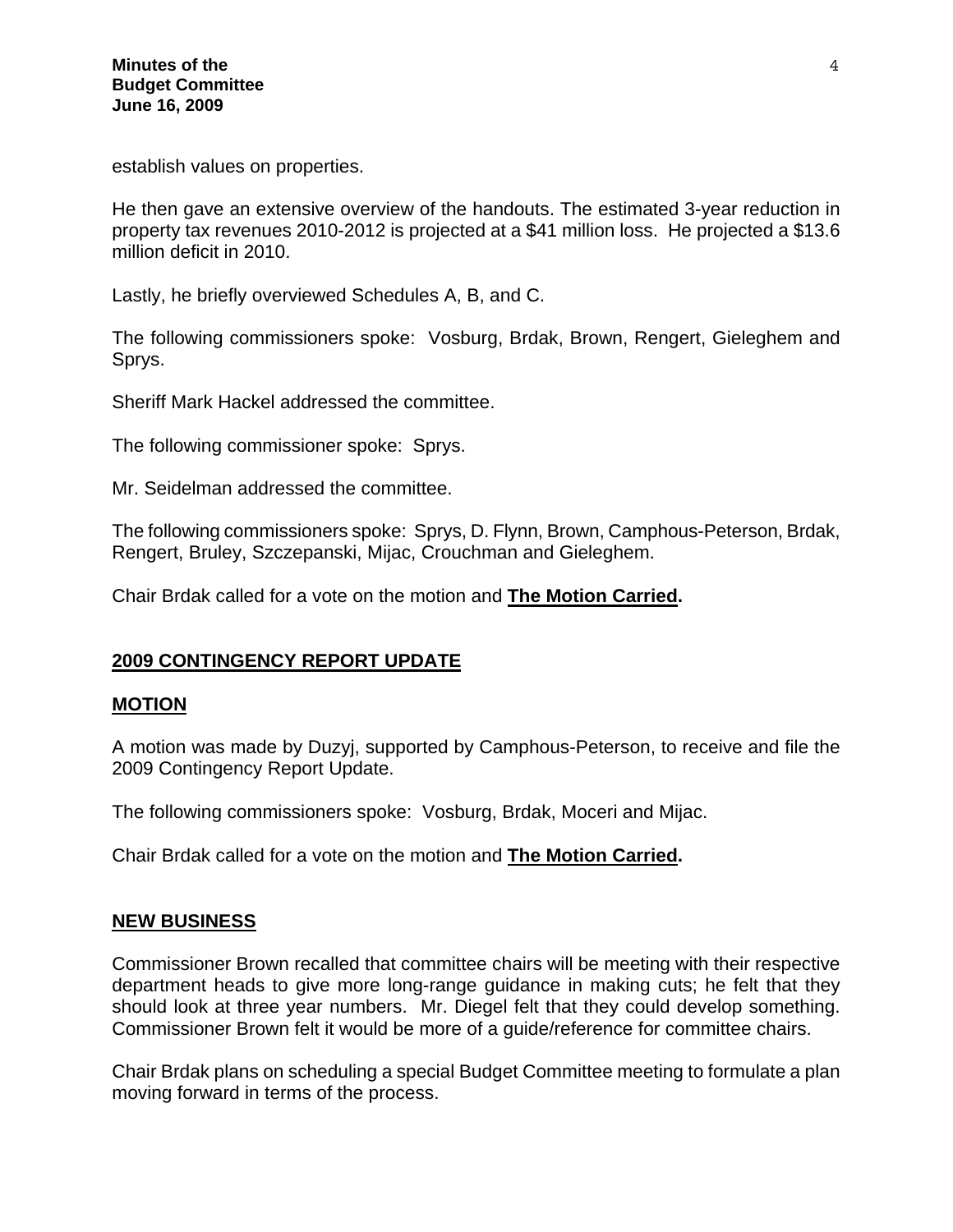establish values on properties.

He then gave an extensive overview of the handouts. The estimated 3-year reduction in property tax revenues 2010-2012 is projected at a $41 million loss. He projected a $13.6 million deficit in 2010.

Lastly, he briefly overviewed Schedules A, B, and C.

The following commissioners spoke: Vosburg, Brdak, Brown, Rengert, Gieleghem and Sprys.

Sheriff Mark Hackel addressed the committee.

The following commissioner spoke: Sprys.

Mr. Seidelman addressed the committee.

The following commissioners spoke: Sprys, D. Flynn, Brown, Camphous-Peterson, Brdak, Rengert, Bruley, Szczepanski, Mijac, Crouchman and Gieleghem.

Chair Brdak called for a vote on the motion and **The Motion Carried.**

## 2009 CONTINGENCY REPORT UPDATE

### MOTION

A motion was made by Duzyj, supported by Camphous-Peterson, to receive and file the 2009 Contingency Report Update.

The following commissioners spoke: Vosburg, Brdak, Moceri and Mijac.

Chair Brdak called for a vote on the motion and **The Motion Carried.**

## NEW BUSINESS

Commissioner Brown recalled that committee chairs will be meeting with their respective department heads to give more long-range guidance in making cuts; he felt that they should look at three year numbers. Mr. Diegel felt that they could develop something. Commissioner Brown felt it would be more of a guide/reference for committee chairs.

Chair Brdak plans on scheduling a special Budget Committee meeting to formulate a plan moving forward in terms of the process.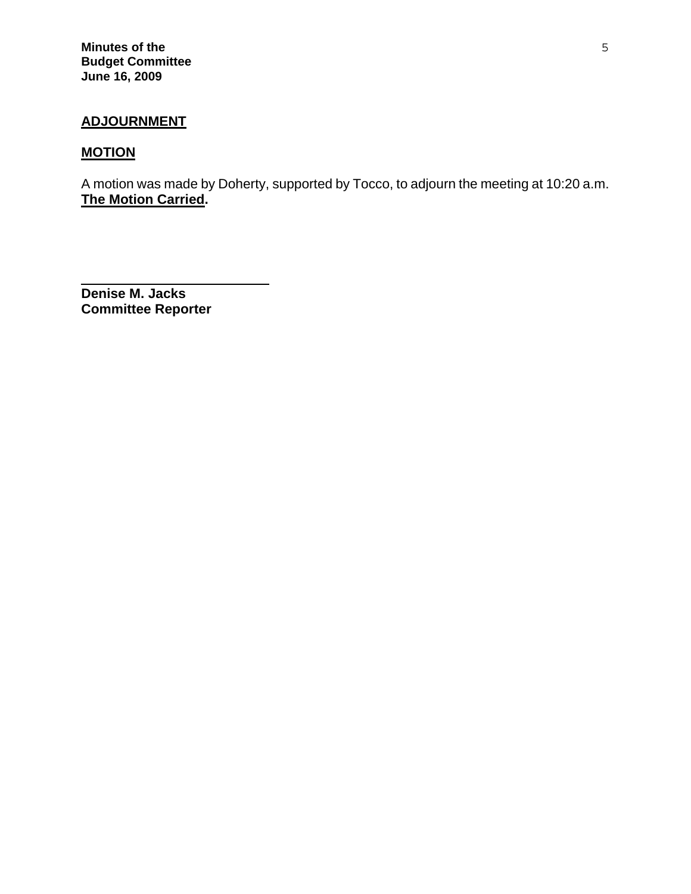**ADJOURNMENT**

**MOTION**

A motion was made by Doherty, supported by Tocco, to adjourn the meeting at 10:20 a.m. **The Motion Carried.**

\_\_\_\_\_\_\_\_\_\_\_\_\_\_\_\_\_\_\_\_\_\_\_\_\_\_\_\_

**Denise M. Jacks**
**Committee Reporter**